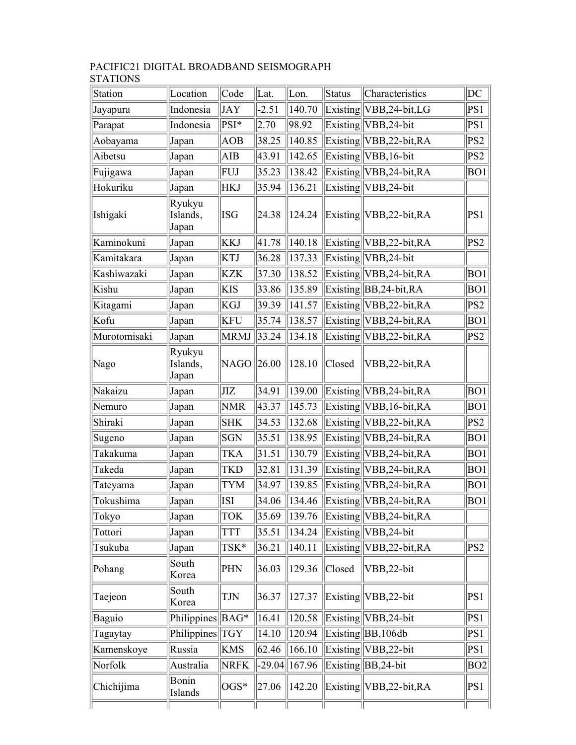PACIFIC21 DIGITAL BROADBAND SEISMOGRAPH STATIONS

| Station | Location | Code | Lat. | Lon. | Status | Characteristics | DC |
|---|---|---|---|---|---|---|---|
| Jayapura | Indonesia | JAY | -2.51 | 140.70 | Existing | VBB,24-bit,LG | PS1 |
| Parapat | Indonesia | PSI* | 2.70 | 98.92 | Existing | VBB,24-bit | PS1 |
| Aobayama | Japan | AOB | 38.25 | 140.85 | Existing | VBB,22-bit,RA | PS2 |
| Aibetsu | Japan | AIB | 43.91 | 142.65 | Existing | VBB,16-bit | PS2 |
| Fujigawa | Japan | FUJ | 35.23 | 138.42 | Existing | VBB,24-bit,RA | BO1 |
| Hokuriku | Japan | HKJ | 35.94 | 136.21 | Existing | VBB,24-bit | |
| Ishigaki | Ryukyu Islands, Japan | ISG | 24.38 | 124.24 | Existing | VBB,22-bit,RA | PS1 |
| Kaminokuni | Japan | KKJ | 41.78 | 140.18 | Existing | VBB,22-bit,RA | PS2 |
| Kamitakara | Japan | KTJ | 36.28 | 137.33 | Existing | VBB,24-bit | |
| Kashiwazaki | Japan | KZK | 37.30 | 138.52 | Existing | VBB,24-bit,RA | BO1 |
| Kishu | Japan | KIS | 33.86 | 135.89 | Existing | BB,24-bit,RA | BO1 |
| Kitagami | Japan | KGJ | 39.39 | 141.57 | Existing | VBB,22-bit,RA | PS2 |
| Kofu | Japan | KFU | 35.74 | 138.57 | Existing | VBB,24-bit,RA | BO1 |
| Murotomisaki | Japan | MRMJ | 33.24 | 134.18 | Existing | VBB,22-bit,RA | PS2 |
| Nago | Ryukyu Islands, Japan | NAGO | 26.00 | 128.10 | Closed | VBB,22-bit,RA | |
| Nakaizu | Japan | JIZ | 34.91 | 139.00 | Existing | VBB,24-bit,RA | BO1 |
| Nemuro | Japan | NMR | 43.37 | 145.73 | Existing | VBB,16-bit,RA | BO1 |
| Shiraki | Japan | SHK | 34.53 | 132.68 | Existing | VBB,22-bit,RA | PS2 |
| Sugeno | Japan | SGN | 35.51 | 138.95 | Existing | VBB,24-bit,RA | BO1 |
| Takakuma | Japan | TKA | 31.51 | 130.79 | Existing | VBB,24-bit,RA | BO1 |
| Takeda | Japan | TKD | 32.81 | 131.39 | Existing | VBB,24-bit,RA | BO1 |
| Tateyama | Japan | TYM | 34.97 | 139.85 | Existing | VBB,24-bit,RA | BO1 |
| Tokushima | Japan | ISI | 34.06 | 134.46 | Existing | VBB,24-bit,RA | BO1 |
| Tokyo | Japan | TOK | 35.69 | 139.76 | Existing | VBB,24-bit,RA | |
| Tottori | Japan | TTT | 35.51 | 134.24 | Existing | VBB,24-bit | |
| Tsukuba | Japan | TSK* | 36.21 | 140.11 | Existing | VBB,22-bit,RA | PS2 |
| Pohang | South Korea | PHN | 36.03 | 129.36 | Closed | VBB,22-bit | |
| Taejeon | South Korea | TJN | 36.37 | 127.37 | Existing | VBB,22-bit | PS1 |
| Baguio | Philippines | BAG* | 16.41 | 120.58 | Existing | VBB,24-bit | PS1 |
| Tagaytay | Philippines | TGY | 14.10 | 120.94 | Existing | BB,106db | PS1 |
| Kamenskoye | Russia | KMS | 62.46 | 166.10 | Existing | VBB,22-bit | PS1 |
| Norfolk | Australia | NRFK | -29.04 | 167.96 | Existing | BB,24-bit | BO2 |
| Chichijima | Bonin Islands | OGS* | 27.06 | 142.20 | Existing | VBB,22-bit,RA | PS1 |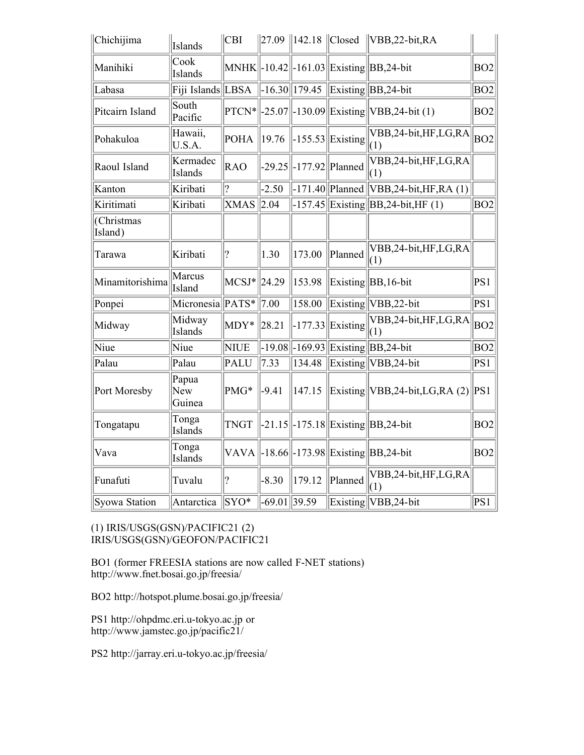| | | | | | | | |
|---|---|---|---|---|---|---|---|
| Chichijima | Islands | CBI | 27.09 | 142.18 | Closed | VBB,22-bit,RA | |
| Manihiki | Cook Islands | MNHK | -10.42 | -161.03 | Existing | BB,24-bit | BO2 |
| Labasa | Fiji Islands | LBSA | -16.30 | 179.45 | Existing | BB,24-bit | BO2 |
| Pitcairn Island | South Pacific | PTCN* | -25.07 | -130.09 | Existing | VBB,24-bit (1) | BO2 |
| Pohakuloa | Hawaii, U.S.A. | POHA | 19.76 | -155.53 | Existing | VBB,24-bit,HF,LG,RA (1) | BO2 |
| Raoul Island | Kermadec Islands | RAO | -29.25 | -177.92 | Planned | VBB,24-bit,HF,LG,RA (1) | |
| Kanton | Kiribati | ? | -2.50 | -171.40 | Planned | VBB,24-bit,HF,RA (1) | |
| Kiritimati | Kiribati | XMAS | 2.04 | -157.45 | Existing | BB,24-bit,HF (1) | BO2 |
| (Christmas Island) | | | | | | | |
| Tarawa | Kiribati | ? | 1.30 | 173.00 | Planned | VBB,24-bit,HF,LG,RA (1) | |
| Minamitorishima | Marcus Island | MCSJ* | 24.29 | 153.98 | Existing | BB,16-bit | PS1 |
| Ponpei | Micronesia | PATS* | 7.00 | 158.00 | Existing | VBB,22-bit | PS1 |
| Midway | Midway Islands | MDY* | 28.21 | -177.33 | Existing | VBB,24-bit,HF,LG,RA (1) | BO2 |
| Niue | Niue | NIUE | -19.08 | -169.93 | Existing | BB,24-bit | BO2 |
| Palau | Palau | PALU | 7.33 | 134.48 | Existing | VBB,24-bit | PS1 |
| Port Moresby | Papua New Guinea | PMG* | -9.41 | 147.15 | Existing | VBB,24-bit,LG,RA (2) | PS1 |
| Tongatapu | Tonga Islands | TNGT | -21.15 | -175.18 | Existing | BB,24-bit | BO2 |
| Vava | Tonga Islands | VAVA | -18.66 | -173.98 | Existing | BB,24-bit | BO2 |
| Funafuti | Tuvalu | ? | -8.30 | 179.12 | Planned | VBB,24-bit,HF,LG,RA (1) | |
| Syowa Station | Antarctica | SYO* | -69.01 | 39.59 | Existing | VBB,24-bit | PS1 |

(1) IRIS/USGS(GSN)/PACIFIC21 (2) IRIS/USGS(GSN)/GEOFON/PACIFIC21

BO1 (former FREESIA stations are now called F-NET stations) http://www.fnet.bosai.go.jp/freesia/

BO2 http://hotspot.plume.bosai.go.jp/freesia/

PS1 http://ohpdmc.eri.u-tokyo.ac.jp or http://www.jamstec.go.jp/pacific21/

PS2 http://jarray.eri.u-tokyo.ac.jp/freesia/